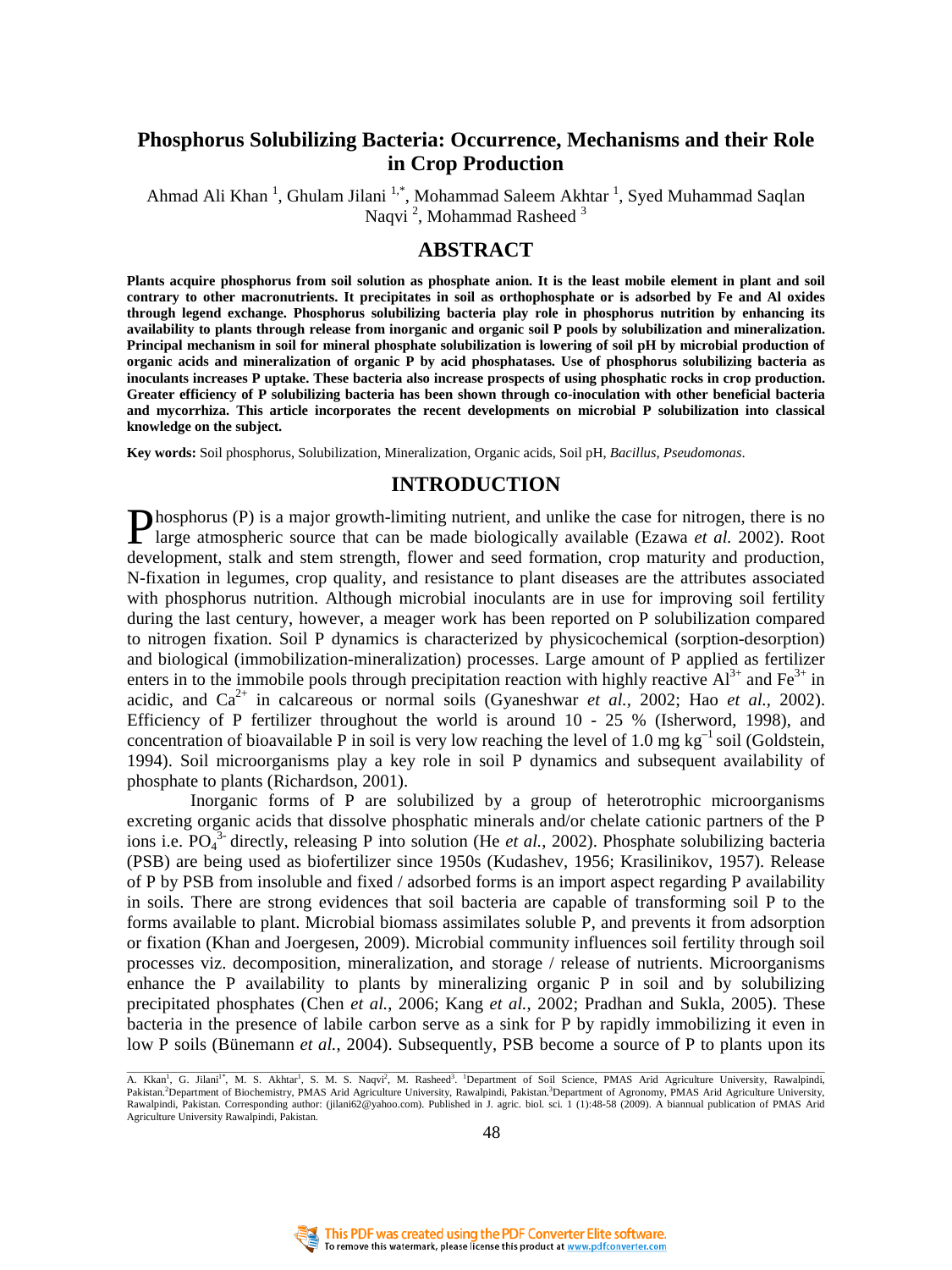# Phosphorus Solubilizing Bacteria: Occurrence, Mechanisms and their Role in Crop Production

Ahmad Ali Khan [1], Ghulam Jilani [1,*], Mohammad Saleem Akhtar [1], Syed Muhammad Saqlan Naqvi [2], Mohammad Rasheed [3]

## ABSTRACT

**Plants acquire phosphorus from soil solution as phosphate anion. It is the least mobile element in plant and soil contrary to other macronutrients. It precipitates in soil as orthophosphate or is adsorbed by Fe and Al oxides through legend exchange. Phosphorus solubilizing bacteria play role in phosphorus nutrition by enhancing its availability to plants through release from inorganic and organic soil P pools by solubilization and mineralization. Principal mechanism in soil for mineral phosphate solubilization is lowering of soil pH by microbial production of organic acids and mineralization of organic P by acid phosphatases. Use of phosphorus solubilizing bacteria as inoculants increases P uptake. These bacteria also increase prospects of using phosphatic rocks in crop production. Greater efficiency of P solubilizing bacteria has been shown through co-inoculation with other beneficial bacteria and mycorrhiza. This article incorporates the recent developments on microbial P solubilization into classical knowledge on the subject.**

**Key words:** Soil phosphorus, Solubilization, Mineralization, Organic acids, Soil pH, *Bacillus*, *Pseudomonas*.

## INTRODUCTION

Phosphorus (P) is a major growth-limiting nutrient, and unlike the case for nitrogen, there is no large atmospheric source that can be made biologically available (Ezawa *et al.* 2002). Root development, stalk and stem strength, flower and seed formation, crop maturity and production, N-fixation in legumes, crop quality, and resistance to plant diseases are the attributes associated with phosphorus nutrition. Although microbial inoculants are in use for improving soil fertility during the last century, however, a meager work has been reported on P solubilization compared to nitrogen fixation. Soil P dynamics is characterized by physicochemical (sorption-desorption) and biological (immobilization-mineralization) processes. Large amount of P applied as fertilizer enters in to the immobile pools through precipitation reaction with highly reactive $Al^{3+}$ and $Fe^{3+}$ in acidic, and $Ca^{2+}$ in calcareous or normal soils (Gyaneshwar *et al.*, 2002; Hao *et al.*, 2002). Efficiency of P fertilizer throughout the world is around 10 - 25 % (Isherword, 1998), and concentration of bioavailable P in soil is very low reaching the level of 1.0 mg $kg^{-1}$ soil (Goldstein, 1994). Soil microorganisms play a key role in soil P dynamics and subsequent availability of phosphate to plants (Richardson, 2001).

Inorganic forms of P are solubilized by a group of heterotrophic microorganisms excreting organic acids that dissolve phosphatic minerals and/or chelate cationic partners of the P ions i.e. $PO_4^{3-}$ directly, releasing P into solution (He *et al.*, 2002). Phosphate solubilizing bacteria (PSB) are being used as biofertilizer since 1950s (Kudashev, 1956; Krasilinikov, 1957). Release of P by PSB from insoluble and fixed / adsorbed forms is an import aspect regarding P availability in soils. There are strong evidences that soil bacteria are capable of transforming soil P to the forms available to plant. Microbial biomass assimilates soluble P, and prevents it from adsorption or fixation (Khan and Joergesen, 2009). Microbial community influences soil fertility through soil processes viz. decomposition, mineralization, and storage / release of nutrients. Microorganisms enhance the P availability to plants by mineralizing organic P in soil and by solubilizing precipitated phosphates (Chen *et al.*, 2006; Kang *et al.*, 2002; Pradhan and Sukla, 2005). These bacteria in the presence of labile carbon serve as a sink for P by rapidly immobilizing it even in low P soils (Bünemann *et al.*, 2004). Subsequently, PSB become a source of P to plants upon its

---

A. Kkan[1], G. Jilani[1*], M. S. Akhtar[1], S. M. S. Naqvi[2], M. Rasheed[3]. [1]Department of Soil Science, PMAS Arid Agriculture University, Rawalpindi, Pakistan.[2]Department of Biochemistry, PMAS Arid Agriculture University, Rawalpindi, Pakistan.[3]Department of Agronomy, PMAS Arid Agriculture University, Rawalpindi, Pakistan. Corresponding author: (jilani62@yahoo.com). Published in J. agric. biol. sci. 1 (1):48-58 (2009). A biannual publication of PMAS Arid Agriculture University Rawalpindi, Pakistan.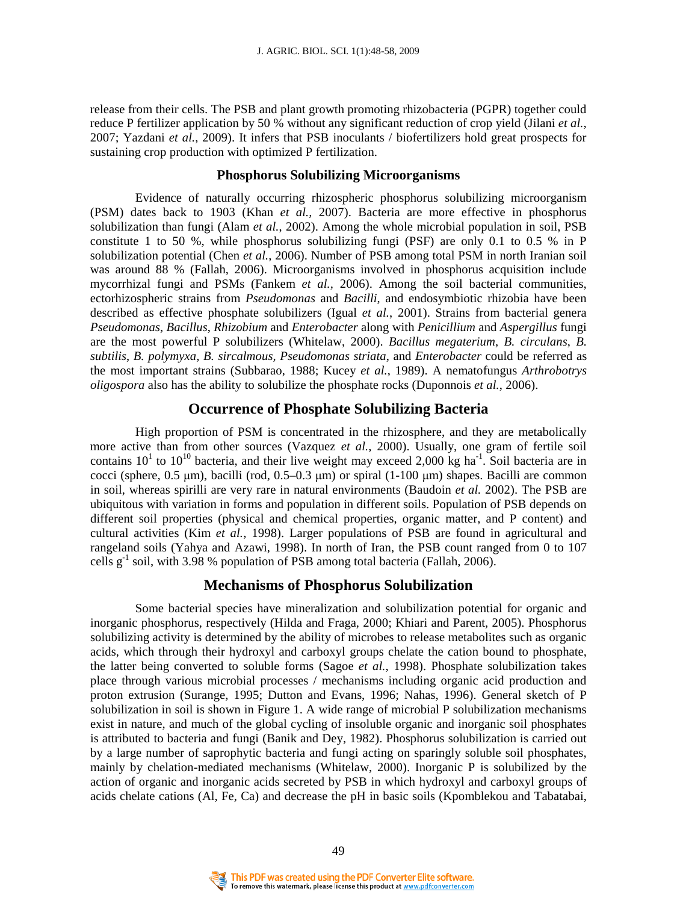release from their cells. The PSB and plant growth promoting rhizobacteria (PGPR) together could reduce P fertilizer application by 50 % without any significant reduction of crop yield (Jilani *et al.*, 2007; Yazdani *et al.*, 2009). It infers that PSB inoculants / biofertilizers hold great prospects for sustaining crop production with optimized P fertilization.

## Phosphorus Solubilizing Microorganisms

Evidence of naturally occurring rhizospheric phosphorus solubilizing microorganism (PSM) dates back to 1903 (Khan *et al.*, 2007). Bacteria are more effective in phosphorus solubilization than fungi (Alam *et al.*, 2002). Among the whole microbial population in soil, PSB constitute 1 to 50 %, while phosphorus solubilizing fungi (PSF) are only 0.1 to 0.5 % in P solubilization potential (Chen *et al.*, 2006). Number of PSB among total PSM in north Iranian soil was around 88 % (Fallah, 2006). Microorganisms involved in phosphorus acquisition include mycorrhizal fungi and PSMs (Fankem *et al.*, 2006). Among the soil bacterial communities, ectorhizospheric strains from *Pseudomonas* and *Bacilli*, and endosymbiotic rhizobia have been described as effective phosphate solubilizers (Igual *et al.*, 2001). Strains from bacterial genera *Pseudomonas*, *Bacillus*, *Rhizobium* and *Enterobacter* along with *Penicillium* and *Aspergillus* fungi are the most powerful P solubilizers (Whitelaw, 2000). *Bacillus megaterium*, *B. circulans*, *B. subtilis*, *B. polymyxa, B. sircalmous, Pseudomonas striata*, and *Enterobacter* could be referred as the most important strains (Subbarao, 1988; Kucey *et al.*, 1989). A nematofungus *Arthrobotrys oligospora* also has the ability to solubilize the phosphate rocks (Duponnois *et al.*, 2006).

## Occurrence of Phosphate Solubilizing Bacteria

High proportion of PSM is concentrated in the rhizosphere, and they are metabolically more active than from other sources (Vazquez *et al.*, 2000). Usually, one gram of fertile soil contains $10^1$ to $10^{10}$ bacteria, and their live weight may exceed 2,000 kg $ha^{-1}$. Soil bacteria are in cocci (sphere, 0.5 μm), bacilli (rod, 0.5–0.3 μm) or spiral (1-100 μm) shapes. Bacilli are common in soil, whereas spirilli are very rare in natural environments (Baudoin *et al.* 2002). The PSB are ubiquitous with variation in forms and population in different soils. Population of PSB depends on different soil properties (physical and chemical properties, organic matter, and P content) and cultural activities (Kim *et al.*, 1998). Larger populations of PSB are found in agricultural and rangeland soils (Yahya and Azawi, 1998). In north of Iran, the PSB count ranged from 0 to 107 cells $g^{-1}$ soil, with 3.98 % population of PSB among total bacteria (Fallah, 2006).

## Mechanisms of Phosphorus Solubilization

Some bacterial species have mineralization and solubilization potential for organic and inorganic phosphorus, respectively (Hilda and Fraga, 2000; Khiari and Parent, 2005). Phosphorus solubilizing activity is determined by the ability of microbes to release metabolites such as organic acids, which through their hydroxyl and carboxyl groups chelate the cation bound to phosphate, the latter being converted to soluble forms (Sagoe *et al.*, 1998). Phosphate solubilization takes place through various microbial processes / mechanisms including organic acid production and proton extrusion (Surange, 1995; Dutton and Evans, 1996; Nahas, 1996). General sketch of P solubilization in soil is shown in Figure 1. A wide range of microbial P solubilization mechanisms exist in nature, and much of the global cycling of insoluble organic and inorganic soil phosphates is attributed to bacteria and fungi (Banik and Dey, 1982). Phosphorus solubilization is carried out by a large number of saprophytic bacteria and fungi acting on sparingly soluble soil phosphates, mainly by chelation-mediated mechanisms (Whitelaw, 2000). Inorganic P is solubilized by the action of organic and inorganic acids secreted by PSB in which hydroxyl and carboxyl groups of acids chelate cations (Al, Fe, Ca) and decrease the pH in basic soils (Kpomblekou and Tabatabai,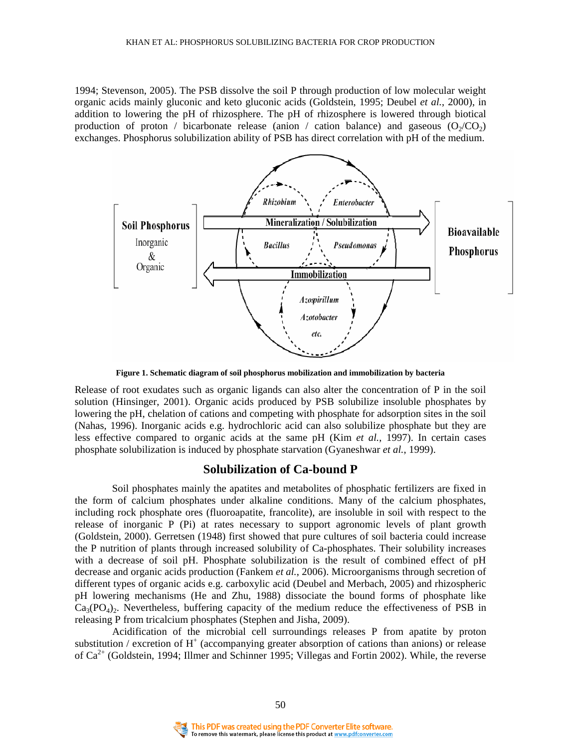1994; Stevenson, 2005). The PSB dissolve the soil P through production of low molecular weight organic acids mainly gluconic and keto gluconic acids (Goldstein, 1995; Deubel *et al.*, 2000), in addition to lowering the pH of rhizosphere. The pH of rhizosphere is lowered through biotical production of proton / bicarbonate release (anion / cation balance) and gaseous ($O_2/CO_2$) exchanges. Phosphorus solubilization ability of PSB has direct correlation with pH of the medium.

**Figure 1. Schematic diagram of soil phosphorus mobilization and immobilization by bacteria**

Release of root exudates such as organic ligands can also alter the concentration of P in the soil solution (Hinsinger, 2001). Organic acids produced by PSB solubilize insoluble phosphates by lowering the pH, chelation of cations and competing with phosphate for adsorption sites in the soil (Nahas, 1996). Inorganic acids e.g. hydrochloric acid can also solubilize phosphate but they are less effective compared to organic acids at the same pH (Kim *et al.*, 1997). In certain cases phosphate solubilization is induced by phosphate starvation (Gyaneshwar *et al.*, 1999).

## Solubilization of Ca-bound P

Soil phosphates mainly the apatites and metabolites of phosphatic fertilizers are fixed in the form of calcium phosphates under alkaline conditions. Many of the calcium phosphates, including rock phosphate ores (fluoroapatite, francolite), are insoluble in soil with respect to the release of inorganic P (Pi) at rates necessary to support agronomic levels of plant growth (Goldstein, 2000). Gerretsen (1948) first showed that pure cultures of soil bacteria could increase the P nutrition of plants through increased solubility of Ca-phosphates. Their solubility increases with a decrease of soil pH. Phosphate solubilization is the result of combined effect of pH decrease and organic acids production (Fankem *et al.*, 2006). Microorganisms through secretion of different types of organic acids e.g. carboxylic acid (Deubel and Merbach, 2005) and rhizospheric pH lowering mechanisms (He and Zhu, 1988) dissociate the bound forms of phosphate like $Ca_3(PO_4)_2$. Nevertheless, buffering capacity of the medium reduce the effectiveness of PSB in releasing P from tricalcium phosphates (Stephen and Jisha, 2009).

Acidification of the microbial cell surroundings releases P from apatite by proton substitution / excretion of $H^+$ (accompanying greater absorption of cations than anions) or release of $Ca^{2+}$ (Goldstein, 1994; Illmer and Schinner 1995; Villegas and Fortin 2002). While, the reverse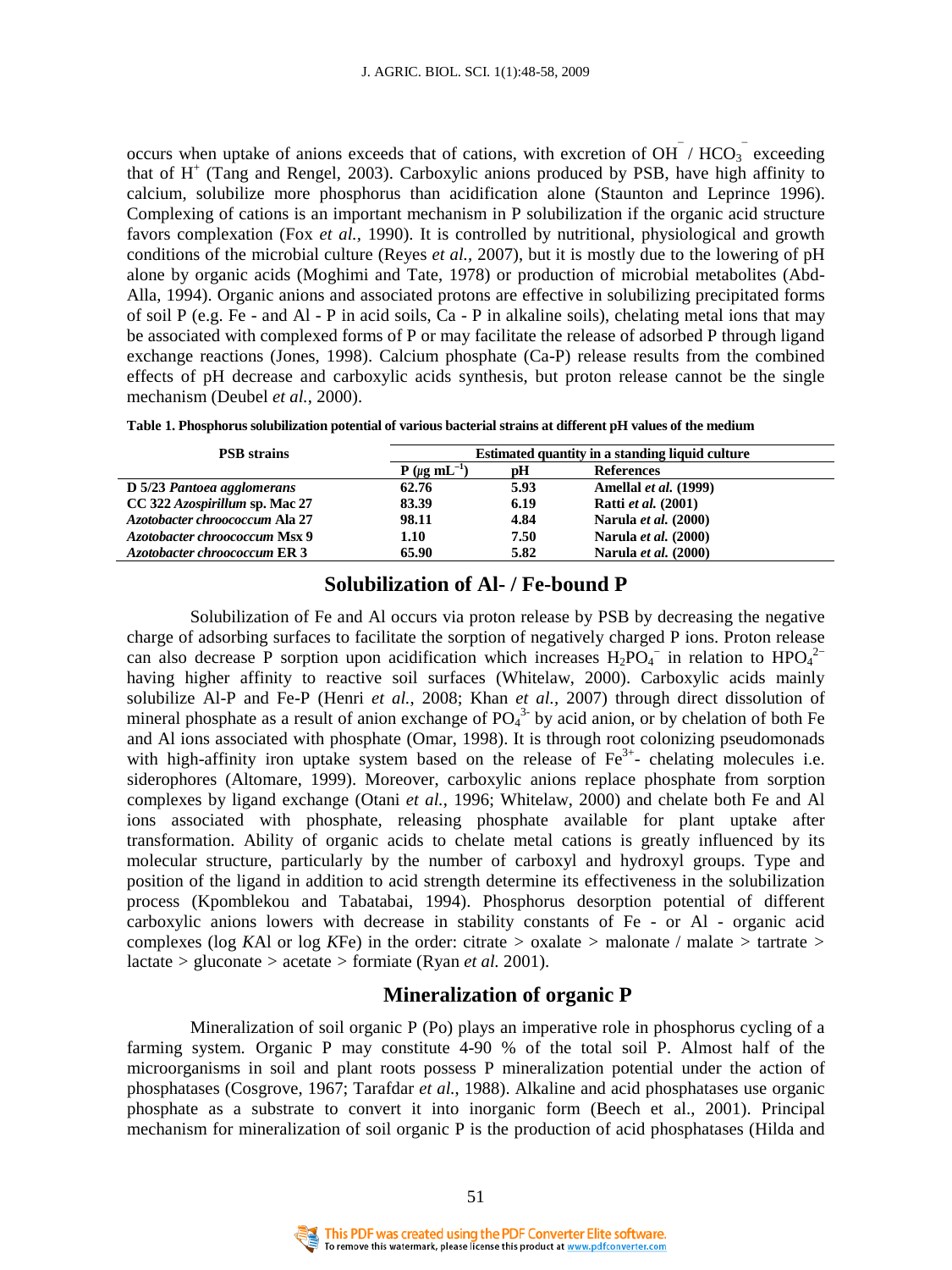occurs when uptake of anions exceeds that of cations, with excretion of $OH^-$ / $HCO_3^-$ exceeding that of $H^+$ (Tang and Rengel, 2003). Carboxylic anions produced by PSB, have high affinity to calcium, solubilize more phosphorus than acidification alone (Staunton and Leprince 1996). Complexing of cations is an important mechanism in P solubilization if the organic acid structure favors complexation (Fox *et al.,* 1990). It is controlled by nutritional, physiological and growth conditions of the microbial culture (Reyes *et al.,* 2007), but it is mostly due to the lowering of pH alone by organic acids (Moghimi and Tate, 1978) or production of microbial metabolites (Abd-Alla, 1994). Organic anions and associated protons are effective in solubilizing precipitated forms of soil P (e.g. Fe - and Al - P in acid soils, Ca - P in alkaline soils), chelating metal ions that may be associated with complexed forms of P or may facilitate the release of adsorbed P through ligand exchange reactions (Jones, 1998). Calcium phosphate (Ca-P) release results from the combined effects of pH decrease and carboxylic acids synthesis, but proton release cannot be the single mechanism (Deubel *et al.,* 2000).

**Table 1. Phosphorus solubilization potential of various bacterial strains at different pH values of the medium**

| PSB strains | Estimated quantity in a standing liquid culture | | |
|---|---|---|---|
| | P ($\mu g\ mL^{-1}$) | pH | References |
| **D 5/23 *Pantoea agglomerans*** | **62.76** | **5.93** | **Amellal *et al.* (1999)** |
| **CC 322 *Azospirillum* sp. Mac 27** | **83.39** | **6.19** | **Ratti *et al.* (2001)** |
| ***Azotobacter chroococcum* Ala 27** | **98.11** | **4.84** | **Narula *et al.* (2000)** |
| ***Azotobacter chroococcum* Msx 9** | **1.10** | **7.50** | **Narula *et al.* (2000)** |
| ***Azotobacter chroococcum* ER 3** | **65.90** | **5.82** | **Narula *et al.* (2000)** |

## Solubilization of Al- / Fe-bound P

Solubilization of Fe and Al occurs via proton release by PSB by decreasing the negative charge of adsorbing surfaces to facilitate the sorption of negatively charged P ions. Proton release can also decrease P sorption upon acidification which increases $H_2PO_4^-$ in relation to $HPO_4^{2-}$ having higher affinity to reactive soil surfaces (Whitelaw, 2000). Carboxylic acids mainly solubilize Al-P and Fe-P (Henri *et al.,* 2008; Khan *et al.,* 2007) through direct dissolution of mineral phosphate as a result of anion exchange of $PO_4^{3-}$ by acid anion, or by chelation of both Fe and Al ions associated with phosphate (Omar, 1998). It is through root colonizing pseudomonads with high-affinity iron uptake system based on the release of $Fe^{3+}$- chelating molecules i.e. siderophores (Altomare, 1999). Moreover, carboxylic anions replace phosphate from sorption complexes by ligand exchange (Otani *et al.,* 1996; Whitelaw, 2000) and chelate both Fe and Al ions associated with phosphate, releasing phosphate available for plant uptake after transformation. Ability of organic acids to chelate metal cations is greatly influenced by its molecular structure, particularly by the number of carboxyl and hydroxyl groups. Type and position of the ligand in addition to acid strength determine its effectiveness in the solubilization process (Kpomblekou and Tabatabai, 1994). Phosphorus desorption potential of different carboxylic anions lowers with decrease in stability constants of Fe - or Al - organic acid complexes (log *K*Al or log *K*Fe) in the order: citrate > oxalate > malonate / malate > tartrate > lactate > gluconate > acetate > formiate (Ryan *et al.* 2001).

## Mineralization of organic P

Mineralization of soil organic P (Po) plays an imperative role in phosphorus cycling of a farming system. Organic P may constitute 4-90 % of the total soil P. Almost half of the microorganisms in soil and plant roots possess P mineralization potential under the action of phosphatases (Cosgrove, 1967; Tarafdar *et al.,* 1988). Alkaline and acid phosphatases use organic phosphate as a substrate to convert it into inorganic form (Beech et al., 2001). Principal mechanism for mineralization of soil organic P is the production of acid phosphatases (Hilda and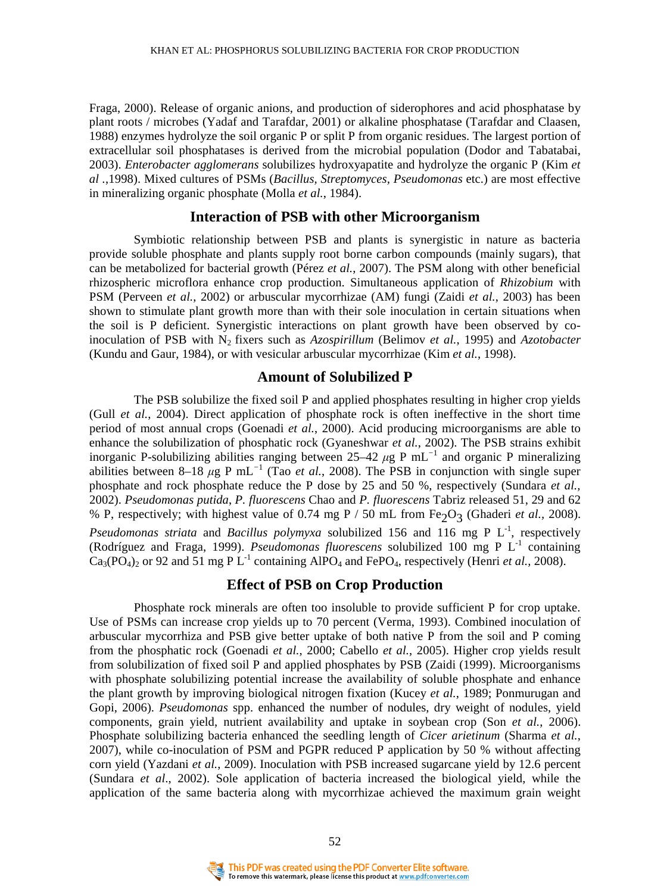Fraga, 2000). Release of organic anions, and production of siderophores and acid phosphatase by plant roots / microbes (Yadaf and Tarafdar, 2001) or alkaline phosphatase (Tarafdar and Claasen, 1988) enzymes hydrolyze the soil organic P or split P from organic residues. The largest portion of extracellular soil phosphatases is derived from the microbial population (Dodor and Tabatabai, 2003). *Enterobacter agglomerans* solubilizes hydroxyapatite and hydrolyze the organic P (Kim *et al* .,1998). Mixed cultures of PSMs (*Bacillus*, *Streptomyces*, *Pseudomonas* etc.) are most effective in mineralizing organic phosphate (Molla *et al.*, 1984).

## Interaction of PSB with other Microorganism

Symbiotic relationship between PSB and plants is synergistic in nature as bacteria provide soluble phosphate and plants supply root borne carbon compounds (mainly sugars), that can be metabolized for bacterial growth (Pérez *et al.*, 2007). The PSM along with other beneficial rhizospheric microflora enhance crop production. Simultaneous application of *Rhizobium* with PSM (Perveen *et al.*, 2002) or arbuscular mycorrhizae (AM) fungi (Zaidi *et al.*, 2003) has been shown to stimulate plant growth more than with their sole inoculation in certain situations when the soil is P deficient. Synergistic interactions on plant growth have been observed by co-inoculation of PSB with $N_2$ fixers such as *Azospirillum* (Belimov *et al.*, 1995) and *Azotobacter* (Kundu and Gaur, 1984), or with vesicular arbuscular mycorrhizae (Kim *et al.*, 1998).

## Amount of Solubilized P

The PSB solubilize the fixed soil P and applied phosphates resulting in higher crop yields (Gull *et al.*, 2004). Direct application of phosphate rock is often ineffective in the short time period of most annual crops (Goenadi *et al.*, 2000). Acid producing microorganisms are able to enhance the solubilization of phosphatic rock (Gyaneshwar *et al.*, 2002). The PSB strains exhibit inorganic P-solubilizing abilities ranging between 25–42 $\mu$g P $mL^{-1}$ and organic P mineralizing abilities between 8–18 $\mu$g P $mL^{-1}$ (Tao *et al.*, 2008). The PSB in conjunction with single super phosphate and rock phosphate reduce the P dose by 25 and 50 %, respectively (Sundara *et al.,* 2002). *Pseudomonas putida*, *P. fluorescens* Chao and *P. fluorescens* Tabriz released 51, 29 and 62 % P, respectively; with highest value of 0.74 mg P / 50 mL from $Fe_2O_3$ (Ghaderi *et al.*, 2008). *Pseudomonas striata* and *Bacillus polymyxa* solubilized 156 and 116 mg P $L^{-1}$, respectively (Rodríguez and Fraga, 1999). *Pseudomonas fluorescens* solubilized 100 mg P $L^{-1}$ containing $Ca_3(PO_4)_2$ or 92 and 51 mg P $L^{-1}$ containing $AlPO_4$ and $FePO_4$, respectively (Henri *et al.,* 2008).

## Effect of PSB on Crop Production

Phosphate rock minerals are often too insoluble to provide sufficient P for crop uptake. Use of PSMs can increase crop yields up to 70 percent (Verma, 1993). Combined inoculation of arbuscular mycorrhiza and PSB give better uptake of both native P from the soil and P coming from the phosphatic rock (Goenadi *et al.*, 2000; Cabello *et al.*, 2005). Higher crop yields result from solubilization of fixed soil P and applied phosphates by PSB (Zaidi (1999). Microorganisms with phosphate solubilizing potential increase the availability of soluble phosphate and enhance the plant growth by improving biological nitrogen fixation (Kucey *et al.*, 1989; Ponmurugan and Gopi, 2006). *Pseudomonas* spp. enhanced the number of nodules, dry weight of nodules, yield components, grain yield, nutrient availability and uptake in soybean crop (Son *et al.*, 2006). Phosphate solubilizing bacteria enhanced the seedling length of *Cicer arietinum* (Sharma *et al.*, 2007), while co-inoculation of PSM and PGPR reduced P application by 50 % without affecting corn yield (Yazdani *et al.*, 2009). Inoculation with PSB increased sugarcane yield by 12.6 percent (Sundara *et al*., 2002). Sole application of bacteria increased the biological yield, while the application of the same bacteria along with mycorrhizae achieved the maximum grain weight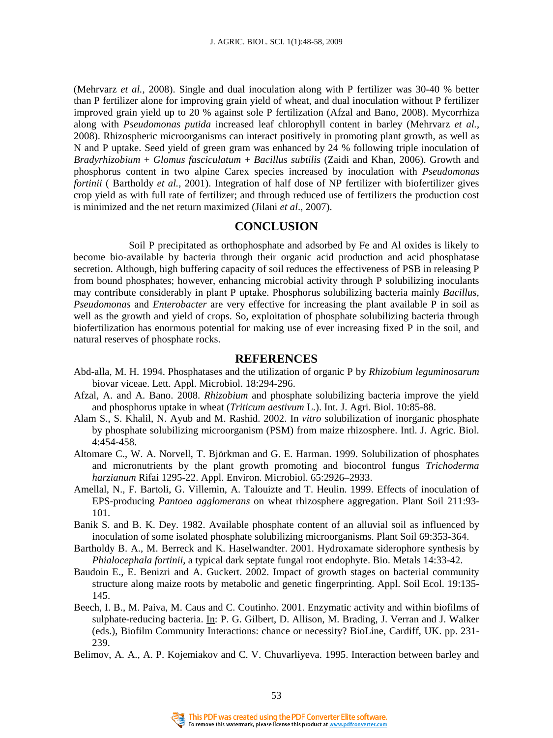(Mehrvarz *et al.*, 2008). Single and dual inoculation along with P fertilizer was 30-40 % better than P fertilizer alone for improving grain yield of wheat, and dual inoculation without P fertilizer improved grain yield up to 20 % against sole P fertilization (Afzal and Bano, 2008). Mycorrhiza along with *Pseudomonas putida* increased leaf chlorophyll content in barley (Mehrvarz *et al.*, 2008). Rhizospheric microorganisms can interact positively in promoting plant growth, as well as N and P uptake. Seed yield of green gram was enhanced by 24 % following triple inoculation of *Bradyrhizobium* + *Glomus fasciculatum* + *Bacillus subtilis* (Zaidi and Khan, 2006). Growth and phosphorus content in two alpine Carex species increased by inoculation with *Pseudomonas fortinii* ( Bartholdy *et al.*, 2001). Integration of half dose of NP fertilizer with biofertilizer gives crop yield as with full rate of fertilizer; and through reduced use of fertilizers the production cost is minimized and the net return maximized (Jilani *et al*., 2007).

## CONCLUSION

Soil P precipitated as orthophosphate and adsorbed by Fe and Al oxides is likely to become bio-available by bacteria through their organic acid production and acid phosphatase secretion. Although, high buffering capacity of soil reduces the effectiveness of PSB in releasing P from bound phosphates; however, enhancing microbial activity through P solubilizing inoculants may contribute considerably in plant P uptake. Phosphorus solubilizing bacteria mainly *Bacillus, Pseudomonas* and *Enterobacter* are very effective for increasing the plant available P in soil as well as the growth and yield of crops. So, exploitation of phosphate solubilizing bacteria through biofertilization has enormous potential for making use of ever increasing fixed P in the soil, and natural reserves of phosphate rocks.

## REFERENCES

Abd-alla, M. H. 1994. Phosphatases and the utilization of organic P by *Rhizobium leguminosarum* biovar viceae. Lett. Appl. Microbiol. 18:294-296.

Afzal, A. and A. Bano. 2008. *Rhizobium* and phosphate solubilizing bacteria improve the yield and phosphorus uptake in wheat (*Triticum aestivum* L.). Int. J. Agri. Biol. 10:85-88.

Alam S., S. Khalil, N. Ayub and M. Rashid. 2002. In *vitro* solubilization of inorganic phosphate by phosphate solubilizing microorganism (PSM) from maize rhizosphere. Intl. J. Agric. Biol. 4:454-458.

Altomare C., W. A. Norvell, T. Björkman and G. E. Harman. 1999. Solubilization of phosphates and micronutrients by the plant growth promoting and biocontrol fungus *Trichoderma harzianum* Rifai 1295-22. Appl. Environ. Microbiol. 65:2926–2933.

Amellal, N., F. Bartoli, G. Villemin, A. Talouizte and T. Heulin. 1999. Effects of inoculation of EPS-producing *Pantoea agglomerans* on wheat rhizosphere aggregation. Plant Soil 211:93-101.

Banik S. and B. K. Dey. 1982. Available phosphate content of an alluvial soil as influenced by inoculation of some isolated phosphate solubilizing microorganisms. Plant Soil 69:353-364.

Bartholdy B. A., M. Berreck and K. Haselwandter. 2001. Hydroxamate siderophore synthesis by *Phialocephala fortinii*, a typical dark septate fungal root endophyte. Bio. Metals 14:33-42.

Baudoin E., E. Benizri and A. Guckert. 2002. Impact of growth stages on bacterial community structure along maize roots by metabolic and genetic fingerprinting. Appl. Soil Ecol. 19:135-145.

Beech, I. B., M. Paiva, M. Caus and C. Coutinho. 2001. Enzymatic activity and within biofilms of sulphate-reducing bacteria. In: P. G. Gilbert, D. Allison, M. Brading, J. Verran and J. Walker (eds.), Biofilm Community Interactions: chance or necessity? BioLine, Cardiff, UK. pp. 231-239.

Belimov, A. A., A. P. Kojemiakov and C. V. Chuvarliyeva. 1995. Interaction between barley and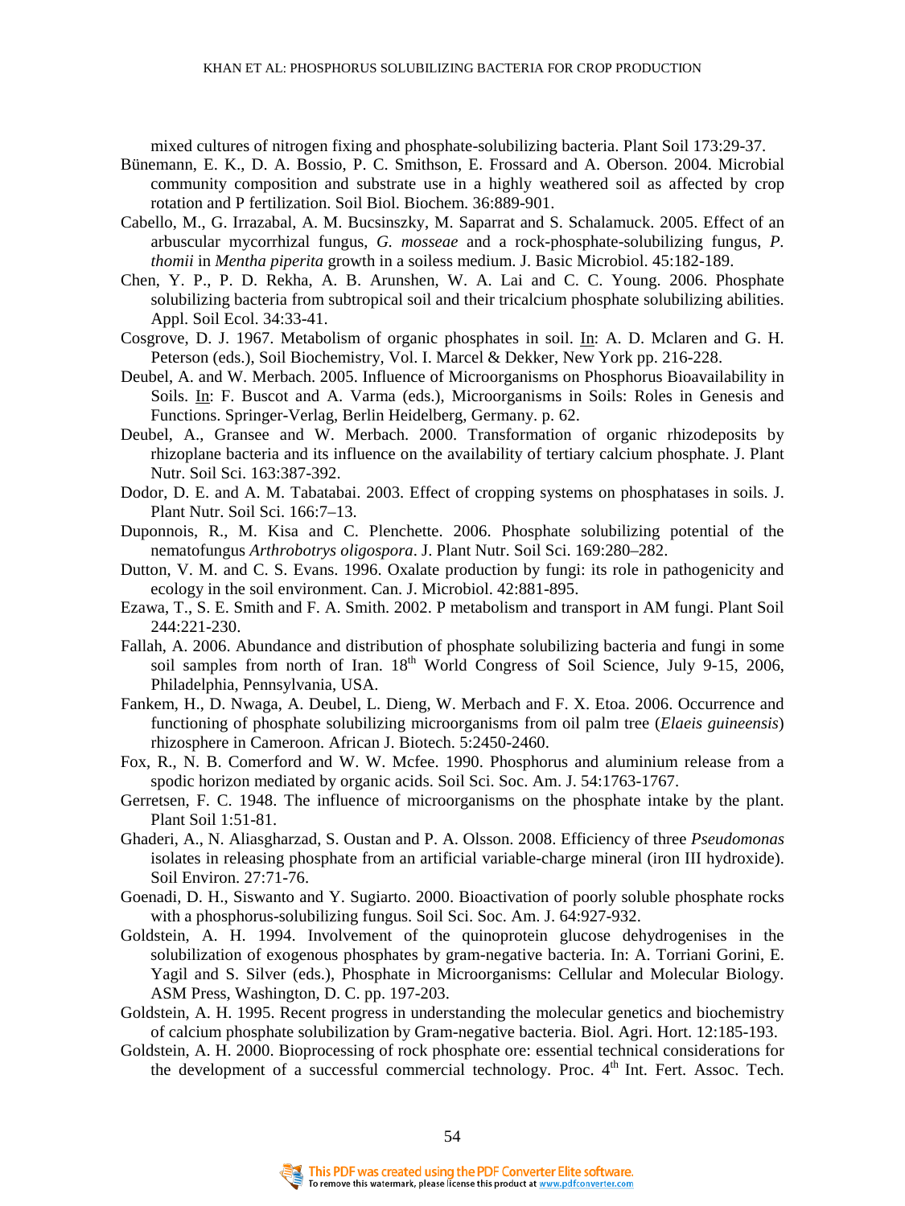mixed cultures of nitrogen fixing and phosphate-solubilizing bacteria. Plant Soil 173:29-37.

Bünemann, E. K., D. A. Bossio, P. C. Smithson, E. Frossard and A. Oberson. 2004. Microbial community composition and substrate use in a highly weathered soil as affected by crop rotation and P fertilization. Soil Biol. Biochem. 36:889-901.

Cabello, M., G. Irrazabal, A. M. Bucsinszky, M. Saparrat and S. Schalamuck. 2005. Effect of an arbuscular mycorrhizal fungus, *G. mosseae* and a rock-phosphate-solubilizing fungus, *P. thomii* in *Mentha piperita* growth in a soiless medium. J. Basic Microbiol. 45:182-189.

Chen, Y. P., P. D. Rekha, A. B. Arunshen, W. A. Lai and C. C. Young. 2006. Phosphate solubilizing bacteria from subtropical soil and their tricalcium phosphate solubilizing abilities. Appl. Soil Ecol. 34:33-41.

Cosgrove, D. J. 1967. Metabolism of organic phosphates in soil. In: A. D. Mclaren and G. H. Peterson (eds.), Soil Biochemistry, Vol. I. Marcel & Dekker, New York pp. 216-228.

Deubel, A. and W. Merbach. 2005. Influence of Microorganisms on Phosphorus Bioavailability in Soils. In: F. Buscot and A. Varma (eds.), Microorganisms in Soils: Roles in Genesis and Functions. Springer-Verlag, Berlin Heidelberg, Germany. p. 62.

Deubel, A., Gransee and W. Merbach. 2000. Transformation of organic rhizodeposits by rhizoplane bacteria and its influence on the availability of tertiary calcium phosphate. J. Plant Nutr. Soil Sci. 163:387-392.

Dodor, D. E. and A. M. Tabatabai. 2003. Effect of cropping systems on phosphatases in soils. J. Plant Nutr. Soil Sci. 166:7–13.

Duponnois, R., M. Kisa and C. Plenchette. 2006. Phosphate solubilizing potential of the nematofungus *Arthrobotrys oligospora*. J. Plant Nutr. Soil Sci. 169:280–282.

Dutton, V. M. and C. S. Evans. 1996. Oxalate production by fungi: its role in pathogenicity and ecology in the soil environment. Can. J. Microbiol. 42:881-895.

Ezawa, T., S. E. Smith and F. A. Smith. 2002. P metabolism and transport in AM fungi. Plant Soil 244:221-230.

Fallah, A. 2006. Abundance and distribution of phosphate solubilizing bacteria and fungi in some soil samples from north of Iran. 18th World Congress of Soil Science, July 9-15, 2006, Philadelphia, Pennsylvania, USA.

Fankem, H., D. Nwaga, A. Deubel, L. Dieng, W. Merbach and F. X. Etoa. 2006. Occurrence and functioning of phosphate solubilizing microorganisms from oil palm tree (*Elaeis guineensis*) rhizosphere in Cameroon. African J. Biotech. 5:2450-2460.

Fox, R., N. B. Comerford and W. W. Mcfee. 1990. Phosphorus and aluminium release from a spodic horizon mediated by organic acids. Soil Sci. Soc. Am. J. 54:1763-1767.

Gerretsen, F. C. 1948. The influence of microorganisms on the phosphate intake by the plant. Plant Soil 1:51-81.

Ghaderi, A., N. Aliasgharzad, S. Oustan and P. A. Olsson. 2008. Efficiency of three *Pseudomonas* isolates in releasing phosphate from an artificial variable-charge mineral (iron III hydroxide). Soil Environ. 27:71-76.

Goenadi, D. H., Siswanto and Y. Sugiarto. 2000. Bioactivation of poorly soluble phosphate rocks with a phosphorus-solubilizing fungus. Soil Sci. Soc. Am. J. 64:927-932.

Goldstein, A. H. 1994. Involvement of the quinoprotein glucose dehydrogenises in the solubilization of exogenous phosphates by gram-negative bacteria. In: A. Torriani Gorini, E. Yagil and S. Silver (eds.), Phosphate in Microorganisms: Cellular and Molecular Biology. ASM Press, Washington, D. C. pp. 197-203.

Goldstein, A. H. 1995. Recent progress in understanding the molecular genetics and biochemistry of calcium phosphate solubilization by Gram-negative bacteria. Biol. Agri. Hort. 12:185-193.

Goldstein, A. H. 2000. Bioprocessing of rock phosphate ore: essential technical considerations for the development of a successful commercial technology. Proc. 4th Int. Fert. Assoc. Tech.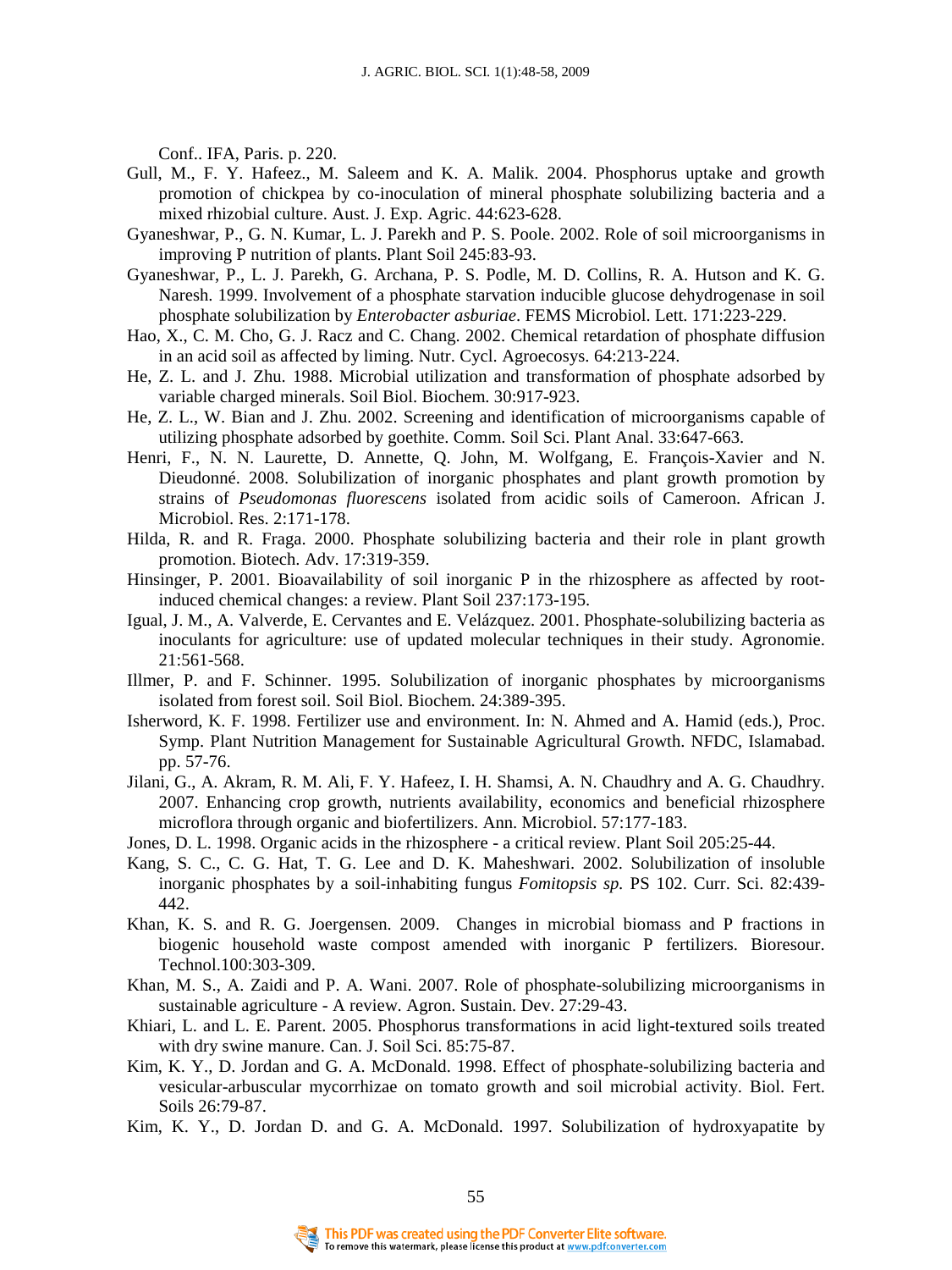Conf.. IFA, Paris. p. 220.

Gull, M., F. Y. Hafeez., M. Saleem and K. A. Malik. 2004. Phosphorus uptake and growth promotion of chickpea by co-inoculation of mineral phosphate solubilizing bacteria and a mixed rhizobial culture. Aust. J. Exp. Agric. 44:623-628.

Gyaneshwar, P., G. N. Kumar, L. J. Parekh and P. S. Poole. 2002. Role of soil microorganisms in improving P nutrition of plants. Plant Soil 245:83-93.

Gyaneshwar, P., L. J. Parekh, G. Archana, P. S. Podle, M. D. Collins, R. A. Hutson and K. G. Naresh. 1999. Involvement of a phosphate starvation inducible glucose dehydrogenase in soil phosphate solubilization by *Enterobacter asburiae*. FEMS Microbiol. Lett. 171:223-229.

Hao, X., C. M. Cho, G. J. Racz and C. Chang. 2002. Chemical retardation of phosphate diffusion in an acid soil as affected by liming. Nutr. Cycl. Agroecosys. 64:213-224.

He, Z. L. and J. Zhu. 1988. Microbial utilization and transformation of phosphate adsorbed by variable charged minerals. Soil Biol. Biochem. 30:917-923.

He, Z. L., W. Bian and J. Zhu. 2002. Screening and identification of microorganisms capable of utilizing phosphate adsorbed by goethite. Comm. Soil Sci. Plant Anal. 33:647-663.

Henri, F., N. N. Laurette, D. Annette, Q. John, M. Wolfgang, E. François-Xavier and N. Dieudonné. 2008. Solubilization of inorganic phosphates and plant growth promotion by strains of *Pseudomonas fluorescens* isolated from acidic soils of Cameroon. African J. Microbiol. Res. 2:171-178.

Hilda, R. and R. Fraga. 2000. Phosphate solubilizing bacteria and their role in plant growth promotion. Biotech. Adv. 17:319-359.

Hinsinger, P. 2001. Bioavailability of soil inorganic P in the rhizosphere as affected by root-induced chemical changes: a review. Plant Soil 237:173-195.

Igual, J. M., A. Valverde, E. Cervantes and E. Velázquez. 2001. Phosphate-solubilizing bacteria as inoculants for agriculture: use of updated molecular techniques in their study. Agronomie. 21:561-568.

Illmer, P. and F. Schinner. 1995. Solubilization of inorganic phosphates by microorganisms isolated from forest soil. Soil Biol. Biochem. 24:389-395.

Isherword, K. F. 1998. Fertilizer use and environment. In: N. Ahmed and A. Hamid (eds.), Proc. Symp. Plant Nutrition Management for Sustainable Agricultural Growth. NFDC, Islamabad. pp. 57-76.

Jilani, G., A. Akram, R. M. Ali, F. Y. Hafeez, I. H. Shamsi, A. N. Chaudhry and A. G. Chaudhry. 2007. Enhancing crop growth, nutrients availability, economics and beneficial rhizosphere microflora through organic and biofertilizers. Ann. Microbiol. 57:177-183.

Jones, D. L. 1998. Organic acids in the rhizosphere - a critical review. Plant Soil 205:25-44.

Kang, S. C., C. G. Hat, T. G. Lee and D. K. Maheshwari. 2002. Solubilization of insoluble inorganic phosphates by a soil-inhabiting fungus *Fomitopsis sp.* PS 102. Curr. Sci. 82:439-442.

Khan, K. S. and R. G. Joergensen. 2009. Changes in microbial biomass and P fractions in biogenic household waste compost amended with inorganic P fertilizers. Bioresour. Technol.100:303-309.

Khan, M. S., A. Zaidi and P. A. Wani. 2007. Role of phosphate-solubilizing microorganisms in sustainable agriculture - A review. Agron. Sustain. Dev. 27:29-43.

Khiari, L. and L. E. Parent. 2005. Phosphorus transformations in acid light-textured soils treated with dry swine manure. Can. J. Soil Sci. 85:75-87.

Kim, K. Y., D. Jordan and G. A. McDonald. 1998. Effect of phosphate-solubilizing bacteria and vesicular-arbuscular mycorrhizae on tomato growth and soil microbial activity. Biol. Fert. Soils 26:79-87.

Kim, K. Y., D. Jordan D. and G. A. McDonald. 1997. Solubilization of hydroxyapatite by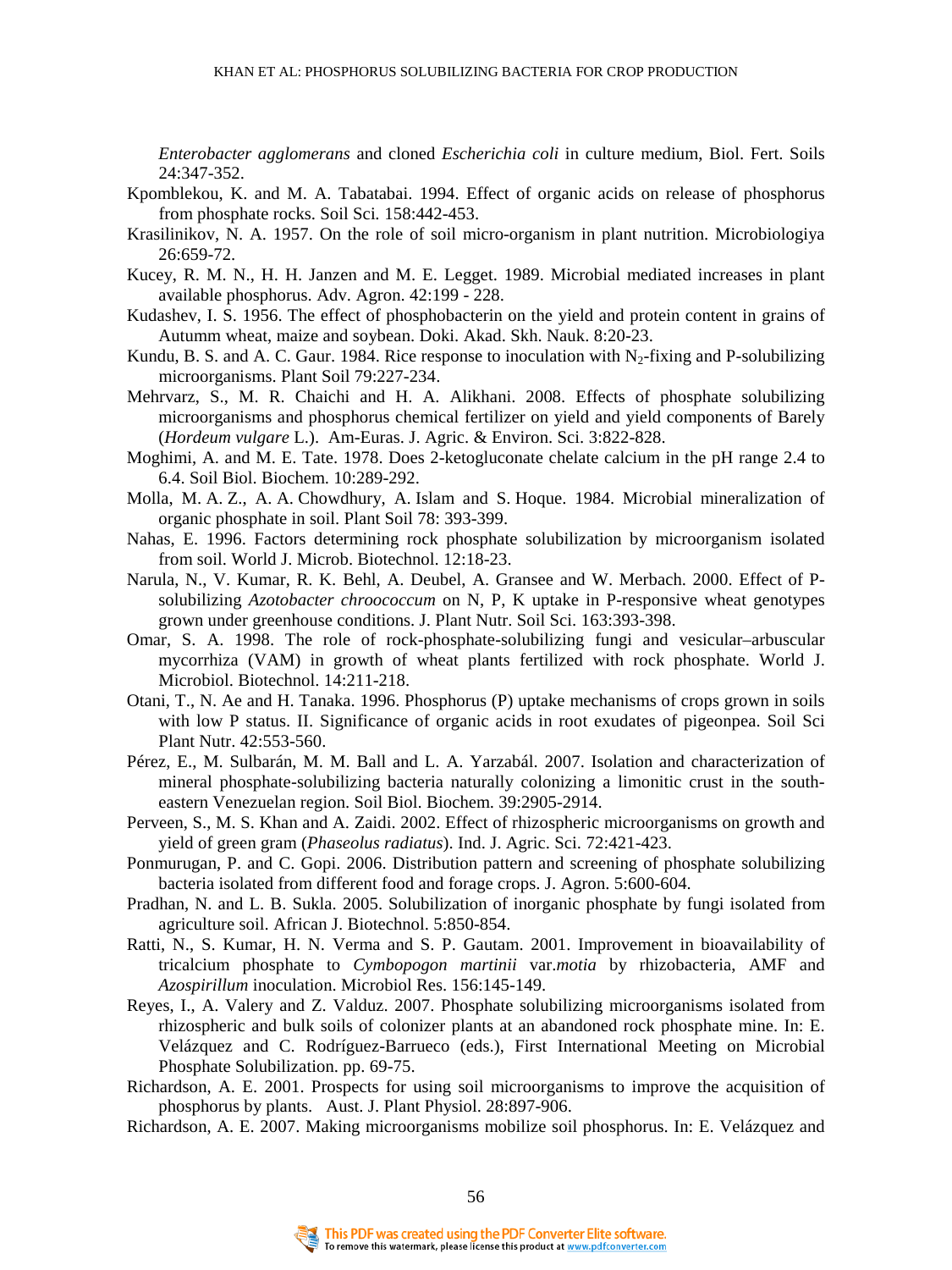*Enterobacter agglomerans* and cloned *Escherichia coli* in culture medium, Biol. Fert. Soils 24:347-352.

Kpomblekou, K. and M. A. Tabatabai. 1994. Effect of organic acids on release of phosphorus from phosphate rocks. Soil Sci. 158:442-453.

Krasilinikov, N. A. 1957. On the role of soil micro-organism in plant nutrition. Microbiologiya 26:659-72.

Kucey, R. M. N., H. H. Janzen and M. E. Legget. 1989. Microbial mediated increases in plant available phosphorus. Adv. Agron. 42:199 - 228.

Kudashev, I. S. 1956. The effect of phosphobacterin on the yield and protein content in grains of Autumm wheat, maize and soybean. Doki. Akad. Skh. Nauk. 8:20-23.

Kundu, B. S. and A. C. Gaur. 1984. Rice response to inoculation with $N_2$-fixing and P-solubilizing microorganisms. Plant Soil 79:227-234.

Mehrvarz, S., M. R. Chaichi and H. A. Alikhani. 2008. Effects of phosphate solubilizing microorganisms and phosphorus chemical fertilizer on yield and yield components of Barely (*Hordeum vulgare* L.). Am-Euras. J. Agric. & Environ. Sci. 3:822-828.

Moghimi, A. and M. E. Tate. 1978. Does 2-ketogluconate chelate calcium in the pH range 2.4 to 6.4. Soil Biol. Biochem. 10:289-292.

Molla, M. A. Z., A. A. Chowdhury, A. Islam and S. Hoque. 1984. Microbial mineralization of organic phosphate in soil. Plant Soil 78: 393-399.

Nahas, E. 1996. Factors determining rock phosphate solubilization by microorganism isolated from soil. World J. Microb. Biotechnol. 12:18-23.

Narula, N., V. Kumar, R. K. Behl, A. Deubel, A. Gransee and W. Merbach. 2000. Effect of P-solubilizing *Azotobacter chroococcum* on N, P, K uptake in P-responsive wheat genotypes grown under greenhouse conditions. J. Plant Nutr. Soil Sci. 163:393-398.

Omar, S. A. 1998. The role of rock-phosphate-solubilizing fungi and vesicular–arbuscular mycorrhiza (VAM) in growth of wheat plants fertilized with rock phosphate. World J. Microbiol. Biotechnol. 14:211-218.

Otani, T., N. Ae and H. Tanaka. 1996. Phosphorus (P) uptake mechanisms of crops grown in soils with low P status. II. Significance of organic acids in root exudates of pigeonpea. Soil Sci Plant Nutr. 42:553-560.

Pérez, E., M. Sulbarán, M. M. Ball and L. A. Yarzabál. 2007. Isolation and characterization of mineral phosphate-solubilizing bacteria naturally colonizing a limonitic crust in the south-eastern Venezuelan region. Soil Biol. Biochem. 39:2905-2914.

Perveen, S., M. S. Khan and A. Zaidi. 2002. Effect of rhizospheric microorganisms on growth and yield of green gram (*Phaseolus radiatus*). Ind. J. Agric. Sci. 72:421-423.

Ponmurugan, P. and C. Gopi. 2006. Distribution pattern and screening of phosphate solubilizing bacteria isolated from different food and forage crops. J. Agron. 5:600-604.

Pradhan, N. and L. B. Sukla. 2005. Solubilization of inorganic phosphate by fungi isolated from agriculture soil. African J. Biotechnol. 5:850-854.

Ratti, N., S. Kumar, H. N. Verma and S. P. Gautam. 2001. Improvement in bioavailability of tricalcium phosphate to *Cymbopogon martinii* var.*motia* by rhizobacteria, AMF and *Azospirillum* inoculation. Microbiol Res. 156:145-149.

Reyes, I., A. Valery and Z. Valduz. 2007. Phosphate solubilizing microorganisms isolated from rhizospheric and bulk soils of colonizer plants at an abandoned rock phosphate mine. In: E. Velázquez and C. Rodríguez-Barrueco (eds.), First International Meeting on Microbial Phosphate Solubilization. pp. 69-75.

Richardson, A. E. 2001. Prospects for using soil microorganisms to improve the acquisition of phosphorus by plants. Aust. J. Plant Physiol. 28:897-906.

Richardson, A. E. 2007. Making microorganisms mobilize soil phosphorus. In: E. Velázquez and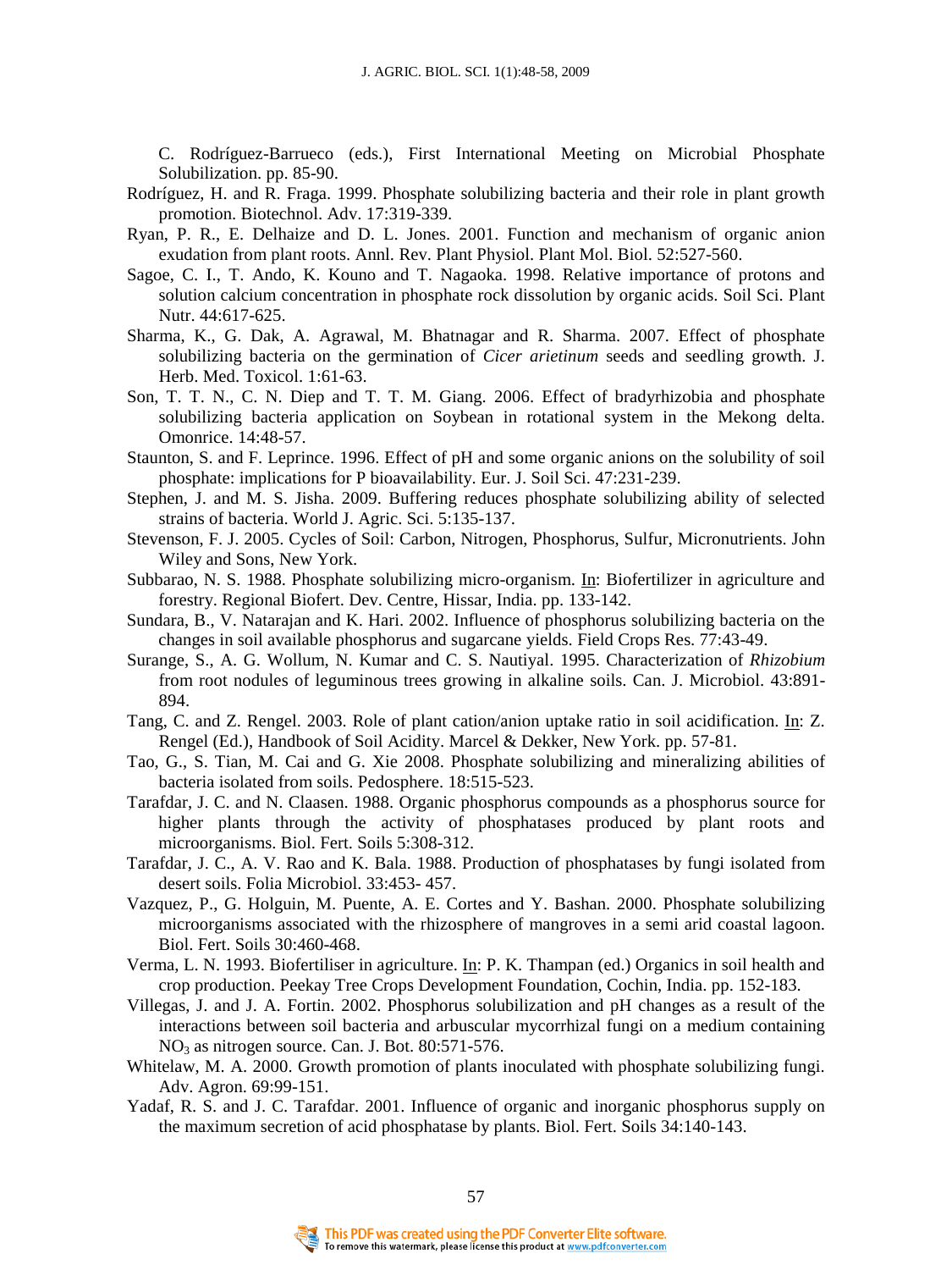C. Rodríguez-Barrueco (eds.), First International Meeting on Microbial Phosphate Solubilization. pp. 85-90.

Rodríguez, H. and R. Fraga. 1999. Phosphate solubilizing bacteria and their role in plant growth promotion. Biotechnol. Adv. 17:319-339.

Ryan, P. R., E. Delhaize and D. L. Jones. 2001. Function and mechanism of organic anion exudation from plant roots. Annl. Rev. Plant Physiol. Plant Mol. Biol. 52:527-560.

Sagoe, C. I., T. Ando, K. Kouno and T. Nagaoka. 1998. Relative importance of protons and solution calcium concentration in phosphate rock dissolution by organic acids. Soil Sci. Plant Nutr. 44:617-625.

Sharma, K., G. Dak, A. Agrawal, M. Bhatnagar and R. Sharma. 2007. Effect of phosphate solubilizing bacteria on the germination of *Cicer arietinum* seeds and seedling growth. J. Herb. Med. Toxicol. 1:61-63.

Son, T. T. N., C. N. Diep and T. T. M. Giang. 2006. Effect of bradyrhizobia and phosphate solubilizing bacteria application on Soybean in rotational system in the Mekong delta. Omonrice. 14:48-57.

Staunton, S. and F. Leprince. 1996. Effect of pH and some organic anions on the solubility of soil phosphate: implications for P bioavailability. Eur. J. Soil Sci. 47:231-239.

Stephen, J. and M. S. Jisha. 2009. Buffering reduces phosphate solubilizing ability of selected strains of bacteria. World J. Agric. Sci. 5:135-137.

Stevenson, F. J. 2005. Cycles of Soil: Carbon, Nitrogen, Phosphorus, Sulfur, Micronutrients. John Wiley and Sons, New York.

Subbarao, N. S. 1988. Phosphate solubilizing micro-organism. In: Biofertilizer in agriculture and forestry. Regional Biofert. Dev. Centre, Hissar, India. pp. 133-142.

Sundara, B., V. Natarajan and K. Hari. 2002. Influence of phosphorus solubilizing bacteria on the changes in soil available phosphorus and sugarcane yields. Field Crops Res. 77:43-49.

Surange, S., A. G. Wollum, N. Kumar and C. S. Nautiyal. 1995. Characterization of *Rhizobium* from root nodules of leguminous trees growing in alkaline soils. Can. J. Microbiol. 43:891-894.

Tang, C. and Z. Rengel. 2003. Role of plant cation/anion uptake ratio in soil acidification. In: Z. Rengel (Ed.), Handbook of Soil Acidity. Marcel & Dekker, New York. pp. 57-81.

Tao, G., S. Tian, M. Cai and G. Xie 2008. Phosphate solubilizing and mineralizing abilities of bacteria isolated from soils. Pedosphere. 18:515-523.

Tarafdar, J. C. and N. Claasen. 1988. Organic phosphorus compounds as a phosphorus source for higher plants through the activity of phosphatases produced by plant roots and microorganisms. Biol. Fert. Soils 5:308-312.

Tarafdar, J. C., A. V. Rao and K. Bala. 1988. Production of phosphatases by fungi isolated from desert soils. Folia Microbiol. 33:453- 457.

Vazquez, P., G. Holguin, M. Puente, A. E. Cortes and Y. Bashan. 2000. Phosphate solubilizing microorganisms associated with the rhizosphere of mangroves in a semi arid coastal lagoon. Biol. Fert. Soils 30:460-468.

Verma, L. N. 1993. Biofertiliser in agriculture. In: P. K. Thampan (ed.) Organics in soil health and crop production. Peekay Tree Crops Development Foundation, Cochin, India. pp. 152-183.

Villegas, J. and J. A. Fortin. 2002. Phosphorus solubilization and pH changes as a result of the interactions between soil bacteria and arbuscular mycorrhizal fungi on a medium containing $NO_3$ as nitrogen source. Can. J. Bot. 80:571-576.

Whitelaw, M. A. 2000. Growth promotion of plants inoculated with phosphate solubilizing fungi. Adv. Agron. 69:99-151.

Yadaf, R. S. and J. C. Tarafdar. 2001. Influence of organic and inorganic phosphorus supply on the maximum secretion of acid phosphatase by plants. Biol. Fert. Soils 34:140-143.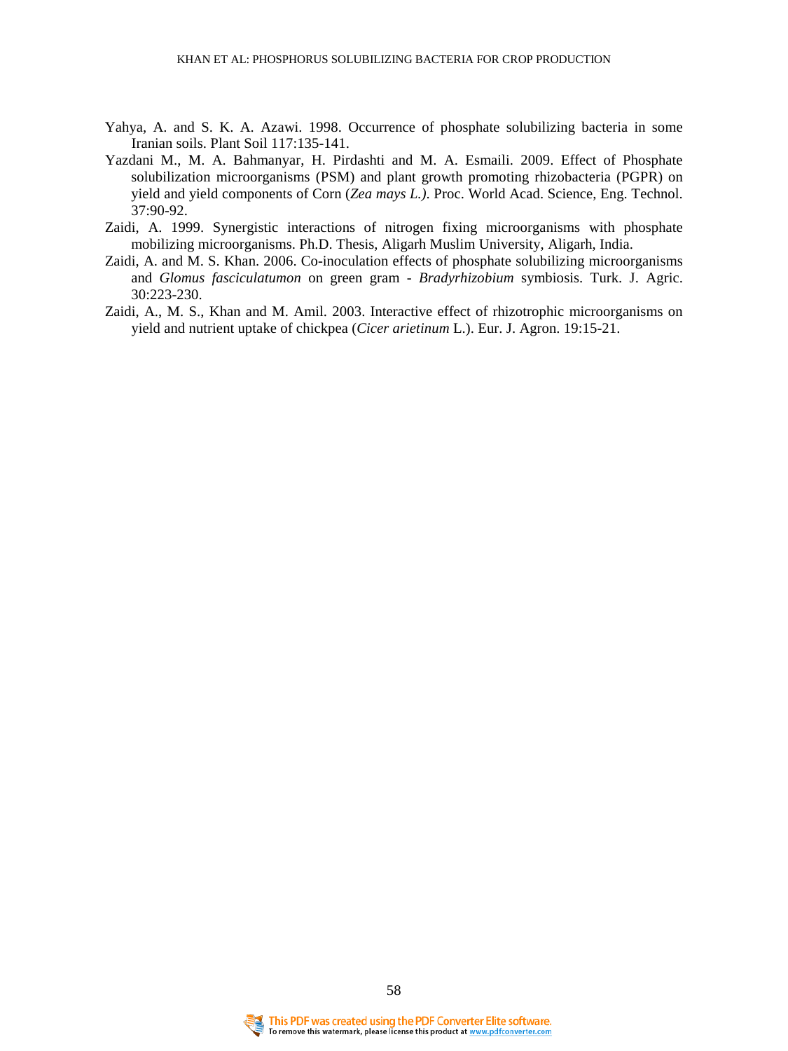Yahya, A. and S. K. A. Azawi. 1998. Occurrence of phosphate solubilizing bacteria in some Iranian soils. Plant Soil 117:135-141.

Yazdani M., M. A. Bahmanyar, H. Pirdashti and M. A. Esmaili. 2009. Effect of Phosphate solubilization microorganisms (PSM) and plant growth promoting rhizobacteria (PGPR) on yield and yield components of Corn (*Zea mays L.)*. Proc. World Acad. Science, Eng. Technol. 37:90-92.

Zaidi, A. 1999. Synergistic interactions of nitrogen fixing microorganisms with phosphate mobilizing microorganisms. Ph.D. Thesis, Aligarh Muslim University, Aligarh, India.

Zaidi, A. and M. S. Khan. 2006. Co-inoculation effects of phosphate solubilizing microorganisms and *Glomus fasciculatumon* on green gram - *Bradyrhizobium* symbiosis. Turk. J. Agric. 30:223-230.

Zaidi, A., M. S., Khan and M. Amil. 2003. Interactive effect of rhizotrophic microorganisms on yield and nutrient uptake of chickpea (*Cicer arietinum* L.). Eur. J. Agron. 19:15-21.